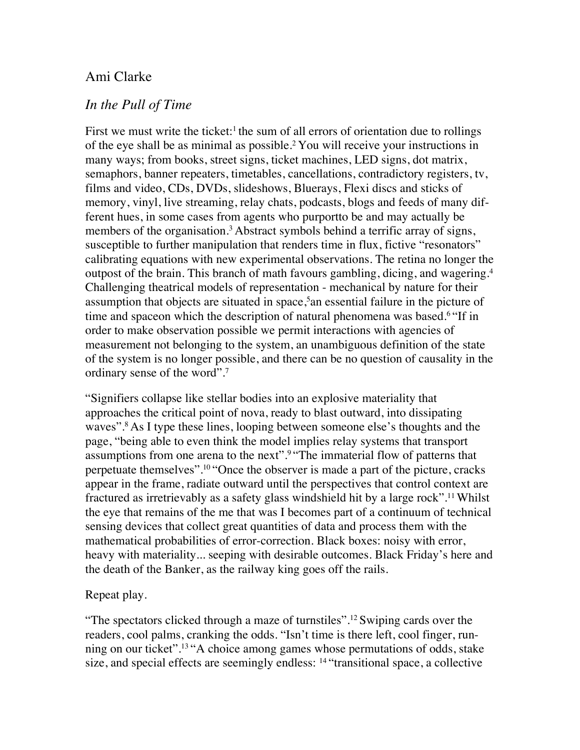Ami Clarke

*In the Pull of Time*

First we must write the ticket:[1] the sum of all errors of orientation due to rollings of the eye shall be as minimal as possible.[2] You will receive your instructions in many ways; from books, street signs, ticket machines, LED signs, dot matrix, semaphors, banner repeaters, timetables, cancellations, contradictory registers, tv, films and video, CDs, DVDs, slideshows, Bluerays, Flexi discs and sticks of memory, vinyl, live streaming, relay chats, podcasts, blogs and feeds of many different hues, in some cases from agents who purportto be and may actually be members of the organisation.[3] Abstract symbols behind a terrific array of signs, susceptible to further manipulation that renders time in flux, fictive "resonators" calibrating equations with new experimental observations. The retina no longer the outpost of the brain. This branch of math favours gambling, dicing, and wagering.[4] Challenging theatrical models of representation - mechanical by nature for their assumption that objects are situated in space,[5]an essential failure in the picture of time and spaceon which the description of natural phenomena was based.[6] "If in order to make observation possible we permit interactions with agencies of measurement not belonging to the system, an unambiguous definition of the state of the system is no longer possible, and there can be no question of causality in the ordinary sense of the word".[7]

"Signifiers collapse like stellar bodies into an explosive materiality that approaches the critical point of nova, ready to blast outward, into dissipating waves".[8] As I type these lines, looping between someone else's thoughts and the page, "being able to even think the model implies relay systems that transport assumptions from one arena to the next".[9] "The immaterial flow of patterns that perpetuate themselves".[10] "Once the observer is made a part of the picture, cracks appear in the frame, radiate outward until the perspectives that control context are fractured as irretrievably as a safety glass windshield hit by a large rock".[11] Whilst the eye that remains of the me that was I becomes part of a continuum of technical sensing devices that collect great quantities of data and process them with the mathematical probabilities of error-correction. Black boxes: noisy with error, heavy with materiality... seeping with desirable outcomes. Black Friday's here and the death of the Banker, as the railway king goes off the rails.

Repeat play.

"The spectators clicked through a maze of turnstiles".[12] Swiping cards over the readers, cool palms, cranking the odds. "Isn't time is there left, cool finger, running on our ticket".[13] "A choice among games whose permutations of odds, stake size, and special effects are seemingly endless: [14] "transitional space, a collective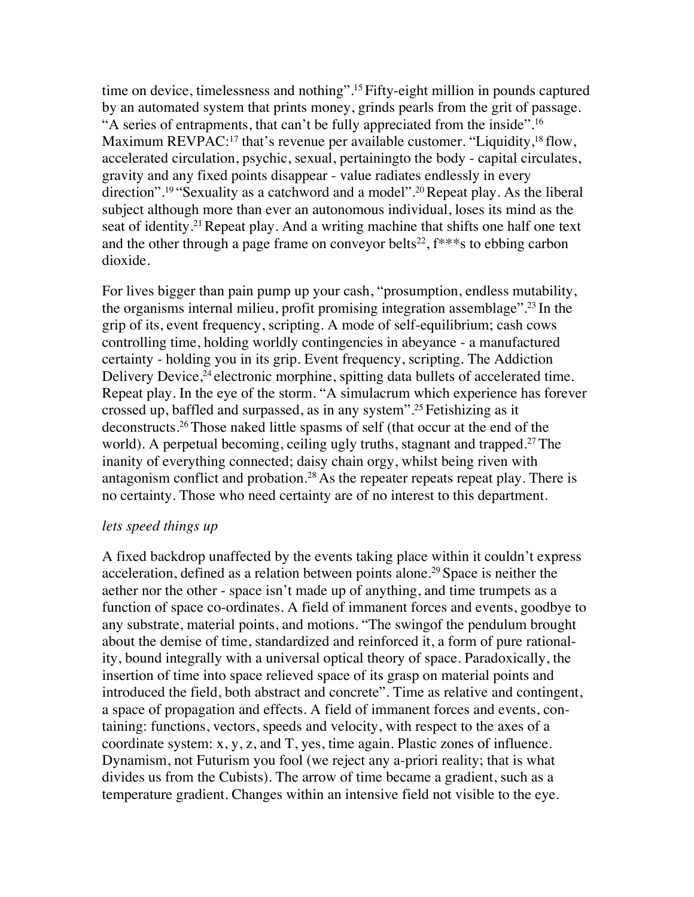time on device, timelessness and nothing".[15] Fifty-eight million in pounds captured by an automated system that prints money, grinds pearls from the grit of passage. "A series of entrapments, that can't be fully appreciated from the inside".[16] Maximum REVPAC:[17] that's revenue per available customer. "Liquidity,[18] flow, accelerated circulation, psychic, sexual, pertainingto the body - capital circulates, gravity and any fixed points disappear - value radiates endlessly in every direction".[19] "Sexuality as a catchword and a model".[20] Repeat play. As the liberal subject although more than ever an autonomous individual, loses its mind as the seat of identity.[21] Repeat play. And a writing machine that shifts one half one text and the other through a page frame on conveyor belts[22], f***s to ebbing carbon dioxide.

For lives bigger than pain pump up your cash, "prosumption, endless mutability, the organisms internal milieu, profit promising integration assemblage".[23] In the grip of its, event frequency, scripting. A mode of self-equilibrium; cash cows controlling time, holding worldly contingencies in abeyance - a manufactured certainty - holding you in its grip. Event frequency, scripting. The Addiction Delivery Device,[24] electronic morphine, spitting data bullets of accelerated time. Repeat play. In the eye of the storm. "A simulacrum which experience has forever crossed up, baffled and surpassed, as in any system".[25] Fetishizing as it deconstructs.[26] Those naked little spasms of self (that occur at the end of the world). A perpetual becoming, ceiling ugly truths, stagnant and trapped.[27] The inanity of everything connected; daisy chain orgy, whilst being riven with antagonism conflict and probation.[28] As the repeater repeats repeat play. There is no certainty. Those who need certainty are of no interest to this department.

*lets speed things up*

A fixed backdrop unaffected by the events taking place within it couldn't express acceleration, defined as a relation between points alone.[29] Space is neither the aether nor the other - space isn't made up of anything, and time trumpets as a function of space co-ordinates. A field of immanent forces and events, goodbye to any substrate, material points, and motions. "The swingof the pendulum brought about the demise of time, standardized and reinforced it, a form of pure rationality, bound integrally with a universal optical theory of space. Paradoxically, the insertion of time into space relieved space of its grasp on material points and introduced the field, both abstract and concrete". Time as relative and contingent, a space of propagation and effects. A field of immanent forces and events, containing: functions, vectors, speeds and velocity, with respect to the axes of a coordinate system: x, y, z, and T, yes, time again. Plastic zones of influence. Dynamism, not Futurism you fool (we reject any a-priori reality; that is what divides us from the Cubists). The arrow of time became a gradient, such as a temperature gradient. Changes within an intensive field not visible to the eye.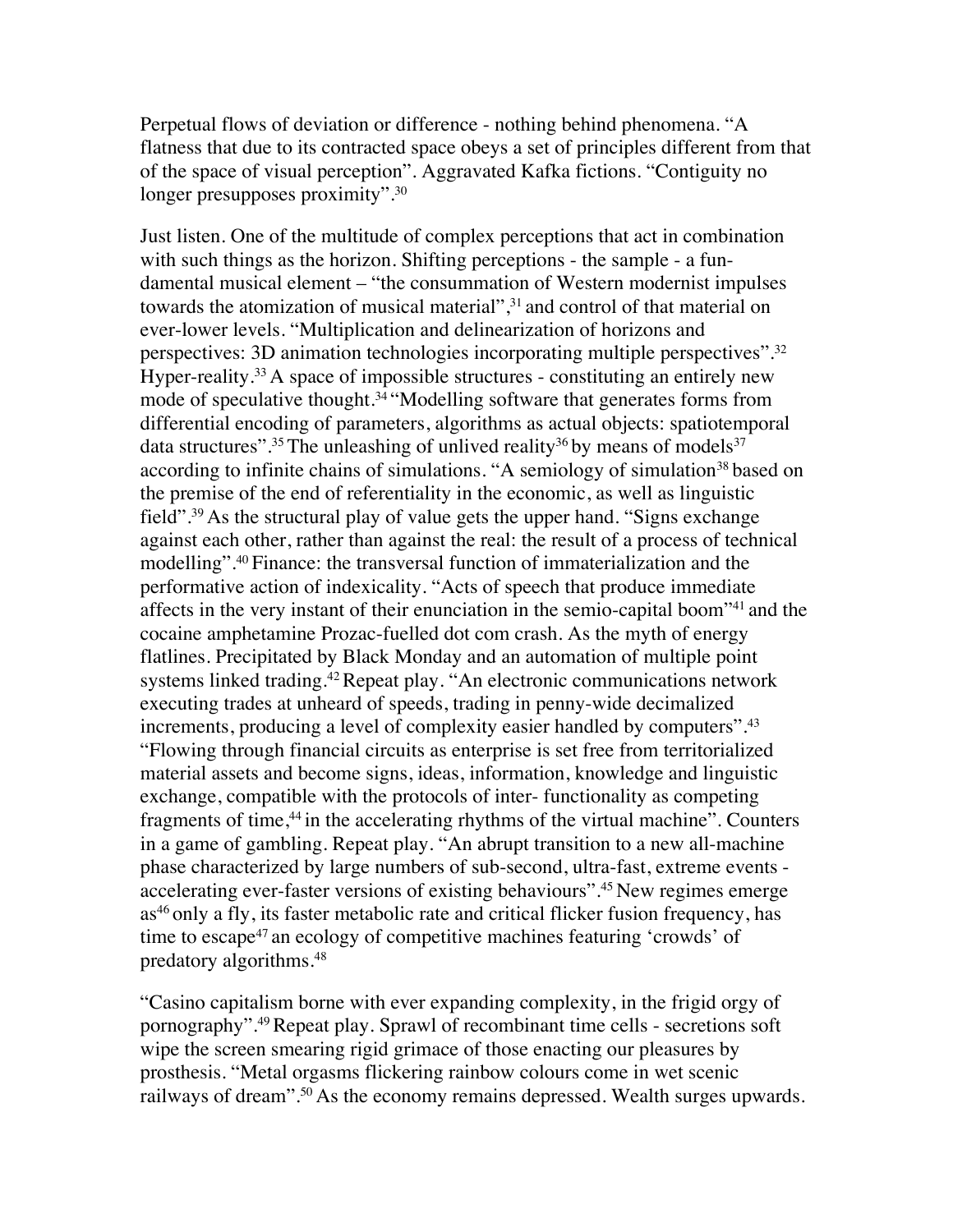Perpetual flows of deviation or difference - nothing behind phenomena. “A flatness that due to its contracted space obeys a set of principles different from that of the space of visual perception”. Aggravated Kafka fictions. “Contiguity no longer presupposes proximity”.[30]

Just listen. One of the multitude of complex perceptions that act in combination with such things as the horizon. Shifting perceptions - the sample - a fundamental musical element – “the consummation of Western modernist impulses towards the atomization of musical material”,[31] and control of that material on ever-lower levels. “Multiplication and delinearization of horizons and perspectives: 3D animation technologies incorporating multiple perspectives”.[32] Hyper-reality.[33] A space of impossible structures - constituting an entirely new mode of speculative thought.[34] “Modelling software that generates forms from differential encoding of parameters, algorithms as actual objects: spatiotemporal data structures”.[35] The unleashing of unlived reality[36] by means of models[37] according to infinite chains of simulations. “A semiology of simulation[38] based on the premise of the end of referentiality in the economic, as well as linguistic field”.[39] As the structural play of value gets the upper hand. “Signs exchange against each other, rather than against the real: the result of a process of technical modelling”.[40] Finance: the transversal function of immaterialization and the performative action of indexicality. “Acts of speech that produce immediate affects in the very instant of their enunciation in the semio-capital boom”[41] and the cocaine amphetamine Prozac-fuelled dot com crash. As the myth of energy flatlines. Precipitated by Black Monday and an automation of multiple point systems linked trading.[42] Repeat play. “An electronic communications network executing trades at unheard of speeds, trading in penny-wide decimalized increments, producing a level of complexity easier handled by computers”.[43] “Flowing through financial circuits as enterprise is set free from territorialized material assets and become signs, ideas, information, knowledge and linguistic exchange, compatible with the protocols of inter- functionality as competing fragments of time,[44] in the accelerating rhythms of the virtual machine”. Counters in a game of gambling. Repeat play. “An abrupt transition to a new all-machine phase characterized by large numbers of sub-second, ultra-fast, extreme events - accelerating ever-faster versions of existing behaviours”.[45] New regimes emerge as[46] only a fly, its faster metabolic rate and critical flicker fusion frequency, has time to escape[47] an ecology of competitive machines featuring ‘crowds’ of predatory algorithms.[48]

“Casino capitalism borne with ever expanding complexity, in the frigid orgy of pornography”.[49] Repeat play. Sprawl of recombinant time cells - secretions soft wipe the screen smearing rigid grimace of those enacting our pleasures by prosthesis. “Metal orgasms flickering rainbow colours come in wet scenic railways of dream”.[50] As the economy remains depressed. Wealth surges upwards.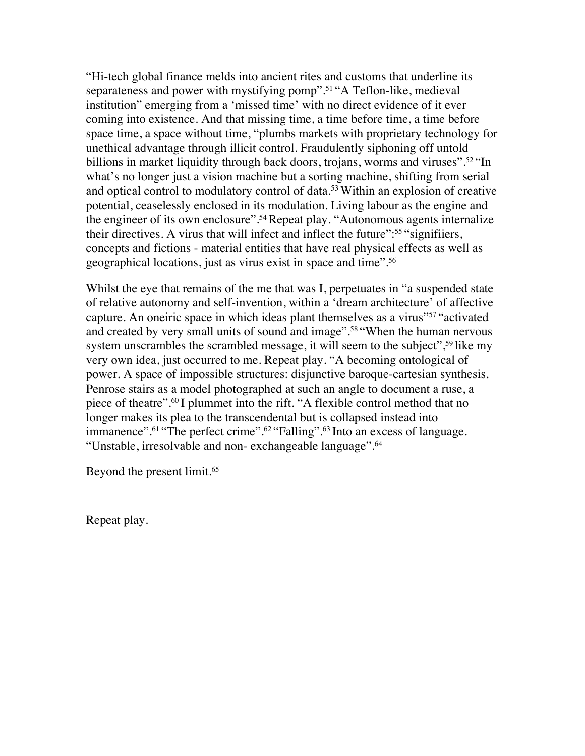"Hi-tech global finance melds into ancient rites and customs that underline its separateness and power with mystifying pomp".[51] "A Teflon-like, medieval institution" emerging from a 'missed time' with no direct evidence of it ever coming into existence. And that missing time, a time before time, a time before space time, a space without time, "plumbs markets with proprietary technology for unethical advantage through illicit control. Fraudulently siphoning off untold billions in market liquidity through back doors, trojans, worms and viruses".[52] "In what's no longer just a vision machine but a sorting machine, shifting from serial and optical control to modulatory control of data.[53] Within an explosion of creative potential, ceaselessly enclosed in its modulation. Living labour as the engine and the engineer of its own enclosure".[54] Repeat play. "Autonomous agents internalize their directives. A virus that will infect and inflect the future":[55] "signifiiers, concepts and fictions - material entities that have real physical effects as well as geographical locations, just as virus exist in space and time".[56]

Whilst the eye that remains of the me that was I, perpetuates in "a suspended state of relative autonomy and self-invention, within a 'dream architecture' of affective capture. An oneiric space in which ideas plant themselves as a virus"[57] "activated and created by very small units of sound and image".[58] "When the human nervous system unscrambles the scrambled message, it will seem to the subject",[59] like my very own idea, just occurred to me. Repeat play. "A becoming ontological of power. A space of impossible structures: disjunctive baroque-cartesian synthesis. Penrose stairs as a model photographed at such an angle to document a ruse, a piece of theatre".[60] I plummet into the rift. "A flexible control method that no longer makes its plea to the transcendental but is collapsed instead into immanence".[61] "The perfect crime".[62] "Falling".[63] Into an excess of language. "Unstable, irresolvable and non- exchangeable language".[64]

Beyond the present limit.[65]

Repeat play.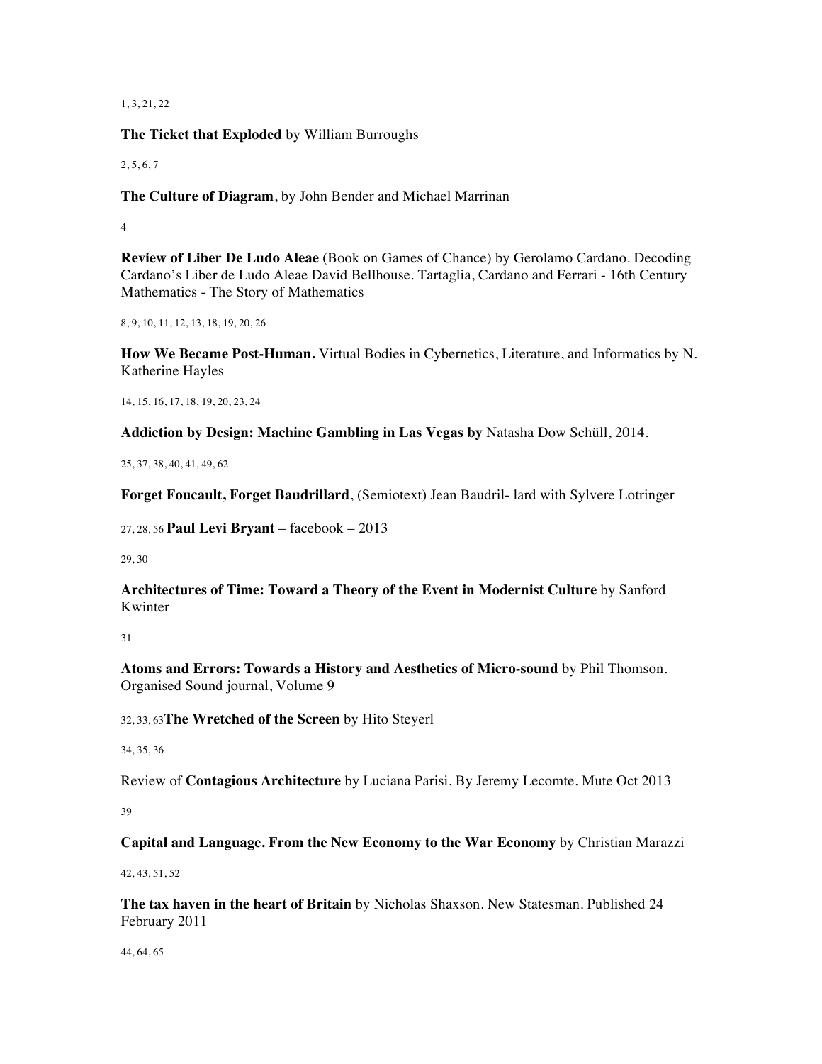1, 3, 21, 22

**The Ticket that Exploded** by William Burroughs

2, 5, 6, 7

**The Culture of Diagram**, by John Bender and Michael Marrinan

4

**Review of Liber De Ludo Aleae** (Book on Games of Chance) by Gerolamo Cardano. Decoding Cardano's Liber de Ludo Aleae David Bellhouse. Tartaglia, Cardano and Ferrari - 16th Century Mathematics - The Story of Mathematics

8, 9, 10, 11, 12, 13, 18, 19, 20, 26

**How We Became Post-Human.** Virtual Bodies in Cybernetics, Literature, and Informatics by N. Katherine Hayles

14, 15, 16, 17, 18, 19, 20, 23, 24

**Addiction by Design: Machine Gambling in Las Vegas by** Natasha Dow Schüll, 2014.

25, 37, 38, 40, 41, 49, 62

**Forget Foucault, Forget Baudrillard**, (Semiotext) Jean Baudril- lard with Sylvere Lotringer

27, 28, 56 **Paul Levi Bryant** – facebook – 2013

29, 30

**Architectures of Time: Toward a Theory of the Event in Modernist Culture** by Sanford Kwinter

31

**Atoms and Errors: Towards a History and Aesthetics of Micro-sound** by Phil Thomson. Organised Sound journal, Volume 9

32, 33, 63 **The Wretched of the Screen** by Hito Steyerl

34, 35, 36

Review of **Contagious Architecture** by Luciana Parisi, By Jeremy Lecomte. Mute Oct 2013

39

**Capital and Language. From the New Economy to the War Economy** by Christian Marazzi

42, 43, 51, 52

**The tax haven in the heart of Britain** by Nicholas Shaxson. New Statesman. Published 24 February 2011

44, 64, 65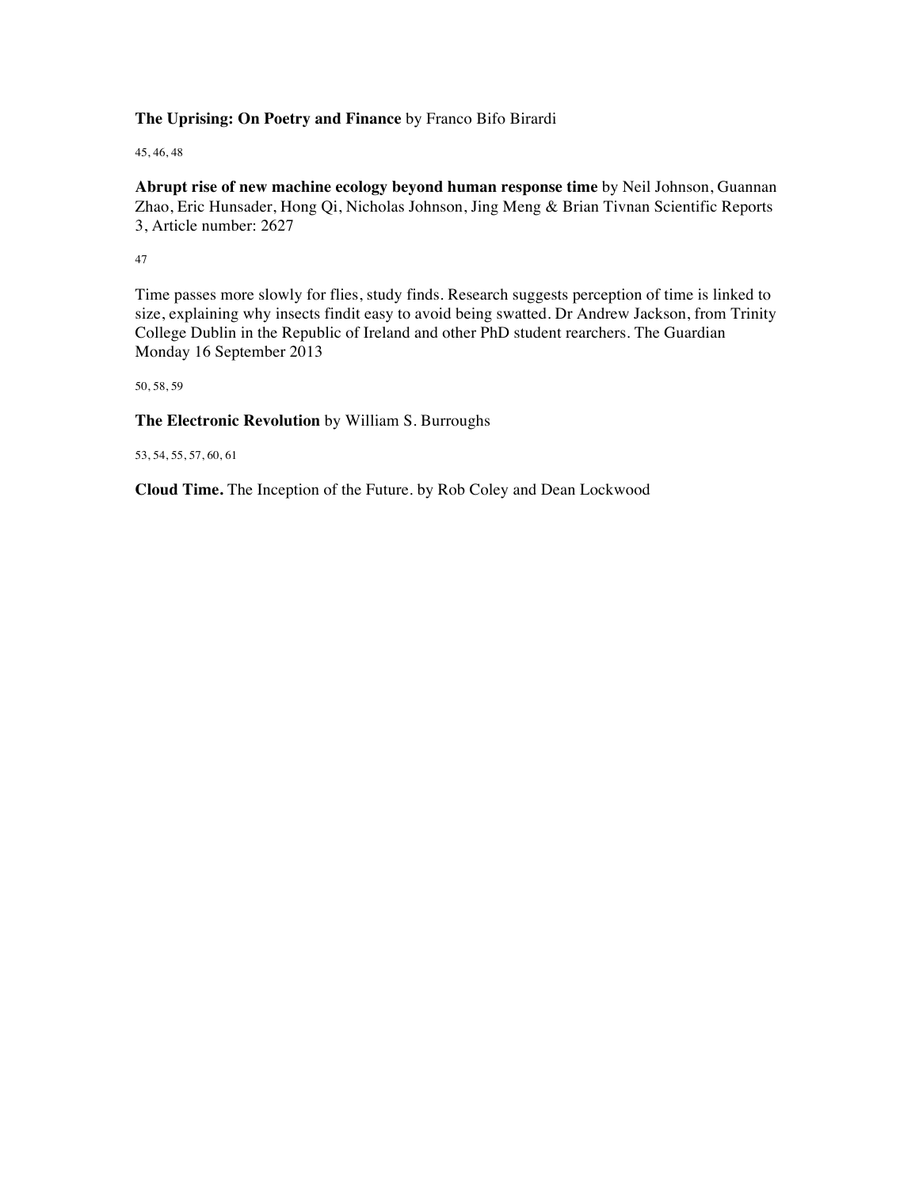**The Uprising: On Poetry and Finance** by Franco Bifo Birardi

45, 46, 48

**Abrupt rise of new machine ecology beyond human response time** by Neil Johnson, Guannan Zhao, Eric Hunsader, Hong Qi, Nicholas Johnson, Jing Meng & Brian Tivnan Scientific Reports 3, Article number: 2627

47

Time passes more slowly for flies, study finds. Research suggests perception of time is linked to size, explaining why insects findit easy to avoid being swatted. Dr Andrew Jackson, from Trinity College Dublin in the Republic of Ireland and other PhD student rearchers. The Guardian Monday 16 September 2013

50, 58, 59

**The Electronic Revolution** by William S. Burroughs

53, 54, 55, 57, 60, 61

**Cloud Time.** The Inception of the Future. by Rob Coley and Dean Lockwood